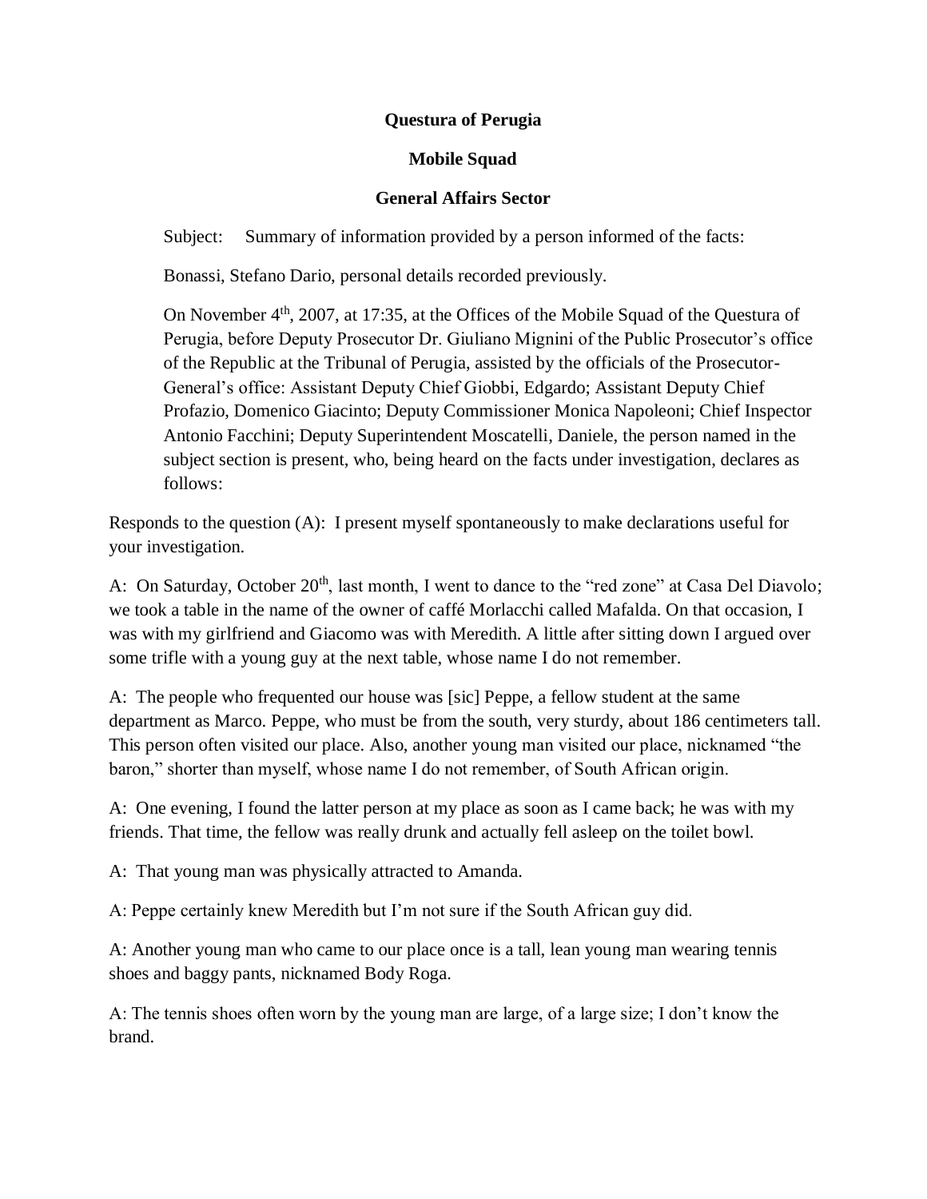**Questura of Perugia**

**Mobile Squad**

**General Affairs Sector**

Subject: Summary of information provided by a person informed of the facts:

Bonassi, Stefano Dario, personal details recorded previously.

On November 4th, 2007, at 17:35, at the Offices of the Mobile Squad of the Questura of Perugia, before Deputy Prosecutor Dr. Giuliano Mignini of the Public Prosecutor's office of the Republic at the Tribunal of Perugia, assisted by the officials of the Prosecutor-General's office: Assistant Deputy Chief Giobbi, Edgardo; Assistant Deputy Chief Profazio, Domenico Giacinto; Deputy Commissioner Monica Napoleoni; Chief Inspector Antonio Facchini; Deputy Superintendent Moscatelli, Daniele, the person named in the subject section is present, who, being heard on the facts under investigation, declares as follows:

Responds to the question (A): I present myself spontaneously to make declarations useful for your investigation.

A: On Saturday, October 20th, last month, I went to dance to the "red zone" at Casa Del Diavolo; we took a table in the name of the owner of caffé Morlacchi called Mafalda. On that occasion, I was with my girlfriend and Giacomo was with Meredith. A little after sitting down I argued over some trifle with a young guy at the next table, whose name I do not remember.

A: The people who frequented our house was [sic] Peppe, a fellow student at the same department as Marco. Peppe, who must be from the south, very sturdy, about 186 centimeters tall. This person often visited our place. Also, another young man visited our place, nicknamed "the baron," shorter than myself, whose name I do not remember, of South African origin.

A: One evening, I found the latter person at my place as soon as I came back; he was with my friends. That time, the fellow was really drunk and actually fell asleep on the toilet bowl.

A: That young man was physically attracted to Amanda.

A: Peppe certainly knew Meredith but I'm not sure if the South African guy did.

A: Another young man who came to our place once is a tall, lean young man wearing tennis shoes and baggy pants, nicknamed Body Roga.

A: The tennis shoes often worn by the young man are large, of a large size; I don't know the brand.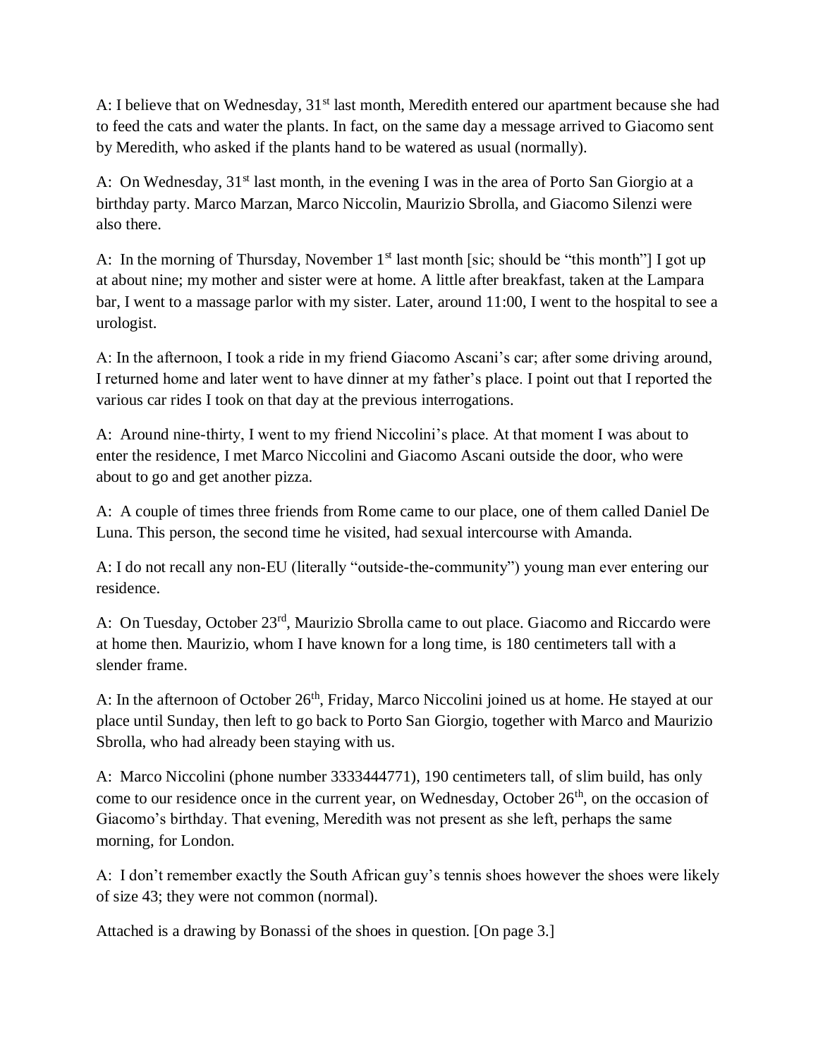A: I believe that on Wednesday, 31st last month, Meredith entered our apartment because she had to feed the cats and water the plants. In fact, on the same day a message arrived to Giacomo sent by Meredith, who asked if the plants hand to be watered as usual (normally).

A: On Wednesday, 31st last month, in the evening I was in the area of Porto San Giorgio at a birthday party. Marco Marzan, Marco Niccolin, Maurizio Sbrolla, and Giacomo Silenzi were also there.

A: In the morning of Thursday, November 1st last month [sic; should be "this month"] I got up at about nine; my mother and sister were at home. A little after breakfast, taken at the Lampara bar, I went to a massage parlor with my sister. Later, around 11:00, I went to the hospital to see a urologist.

A: In the afternoon, I took a ride in my friend Giacomo Ascani's car; after some driving around, I returned home and later went to have dinner at my father's place. I point out that I reported the various car rides I took on that day at the previous interrogations.

A: Around nine-thirty, I went to my friend Niccolini's place. At that moment I was about to enter the residence, I met Marco Niccolini and Giacomo Ascani outside the door, who were about to go and get another pizza.

A: A couple of times three friends from Rome came to our place, one of them called Daniel De Luna. This person, the second time he visited, had sexual intercourse with Amanda.

A: I do not recall any non-EU (literally "outside-the-community") young man ever entering our residence.

A: On Tuesday, October 23rd, Maurizio Sbrolla came to out place. Giacomo and Riccardo were at home then. Maurizio, whom I have known for a long time, is 180 centimeters tall with a slender frame.

A: In the afternoon of October 26th, Friday, Marco Niccolini joined us at home. He stayed at our place until Sunday, then left to go back to Porto San Giorgio, together with Marco and Maurizio Sbrolla, who had already been staying with us.

A: Marco Niccolini (phone number 3333444771), 190 centimeters tall, of slim build, has only come to our residence once in the current year, on Wednesday, October 26th, on the occasion of Giacomo's birthday. That evening, Meredith was not present as she left, perhaps the same morning, for London.

A: I don't remember exactly the South African guy's tennis shoes however the shoes were likely of size 43; they were not common (normal).

Attached is a drawing by Bonassi of the shoes in question. [On page 3.]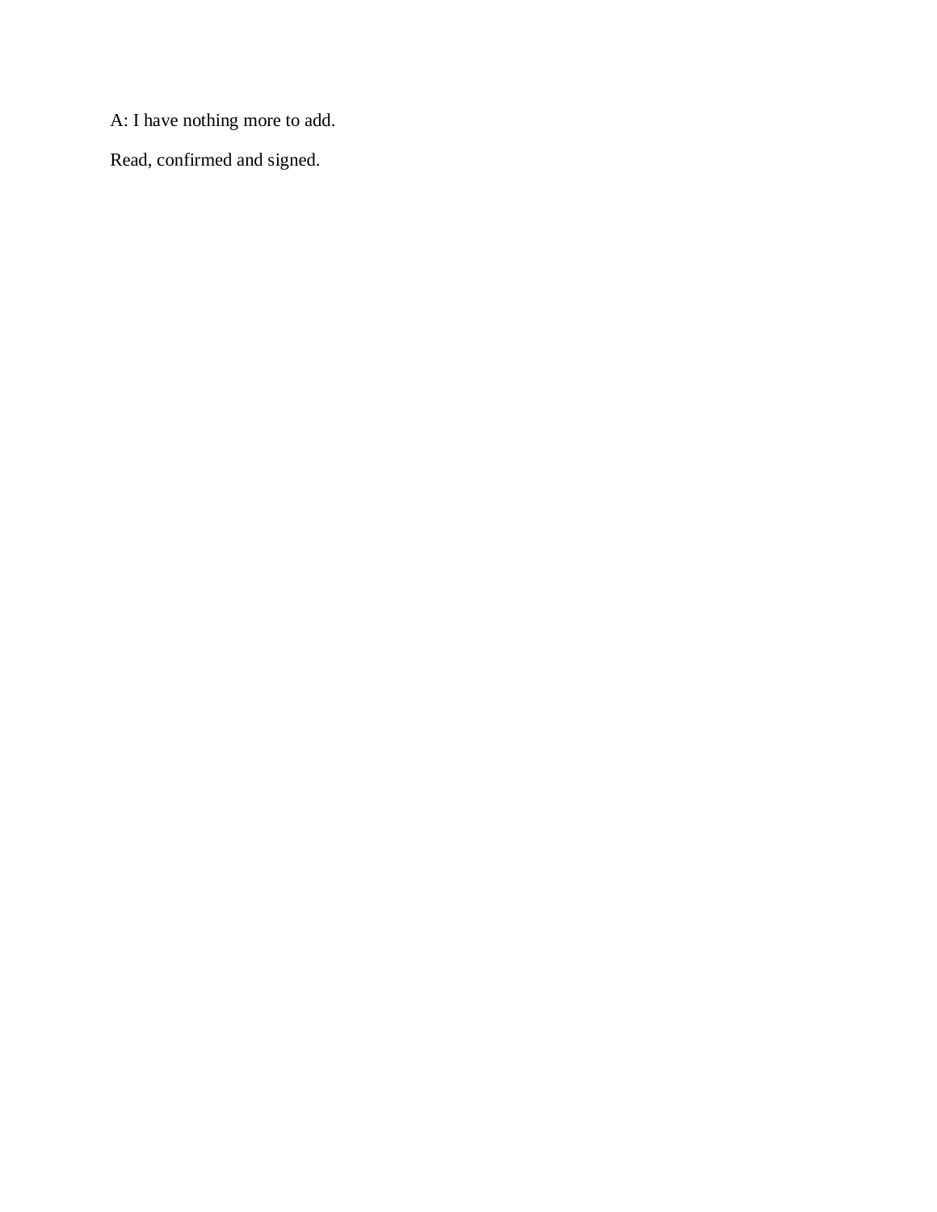A: I have nothing more to add.

Read, confirmed and signed.